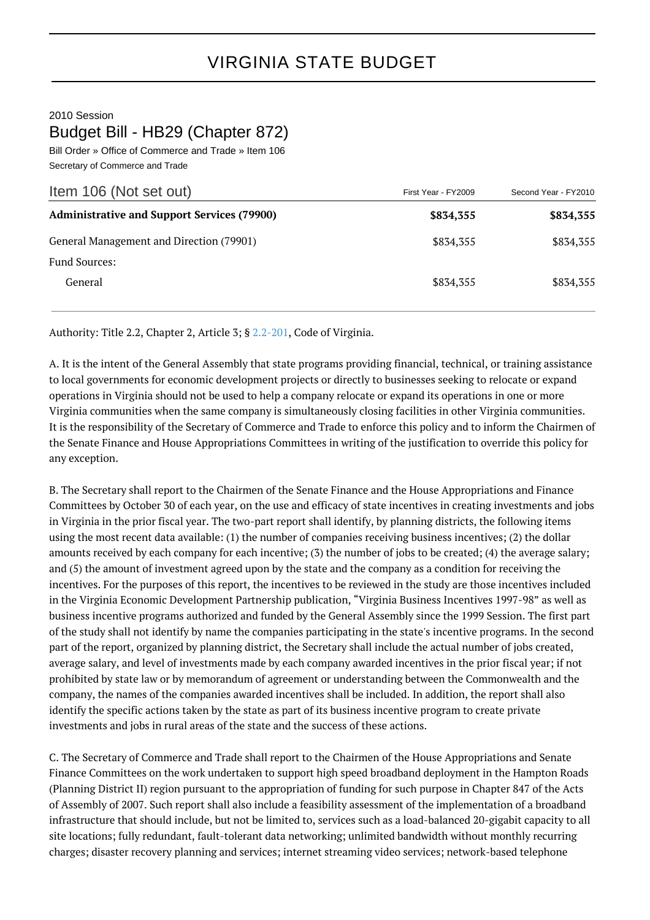# VIRGINIA STATE BUDGET

2010 Session

## Budget Bill - HB29 (Chapter 872)

Bill Order » Office of Commerce and Trade » Item 106

Secretary of Commerce and Trade

| Item 106 (Not set out) | First Year - FY2009 | Second Year - FY2010 |
|---|---|---|
| **Administrative and Support Services (79900)** | **$834,355** | **$834,355** |
| General Management and Direction (79901) | $834,355 | $834,355 |
| Fund Sources: | | |
| General | $834,355 | $834,355 |

Authority: Title 2.2, Chapter 2, Article 3; § 2.2-201, Code of Virginia.

A. It is the intent of the General Assembly that state programs providing financial, technical, or training assistance to local governments for economic development projects or directly to businesses seeking to relocate or expand operations in Virginia should not be used to help a company relocate or expand its operations in one or more Virginia communities when the same company is simultaneously closing facilities in other Virginia communities. It is the responsibility of the Secretary of Commerce and Trade to enforce this policy and to inform the Chairmen of the Senate Finance and House Appropriations Committees in writing of the justification to override this policy for any exception.

B. The Secretary shall report to the Chairmen of the Senate Finance and the House Appropriations and Finance Committees by October 30 of each year, on the use and efficacy of state incentives in creating investments and jobs in Virginia in the prior fiscal year. The two-part report shall identify, by planning districts, the following items using the most recent data available: (1) the number of companies receiving business incentives; (2) the dollar amounts received by each company for each incentive; (3) the number of jobs to be created; (4) the average salary; and (5) the amount of investment agreed upon by the state and the company as a condition for receiving the incentives. For the purposes of this report, the incentives to be reviewed in the study are those incentives included in the Virginia Economic Development Partnership publication, "Virginia Business Incentives 1997-98" as well as business incentive programs authorized and funded by the General Assembly since the 1999 Session. The first part of the study shall not identify by name the companies participating in the state's incentive programs. In the second part of the report, organized by planning district, the Secretary shall include the actual number of jobs created, average salary, and level of investments made by each company awarded incentives in the prior fiscal year; if not prohibited by state law or by memorandum of agreement or understanding between the Commonwealth and the company, the names of the companies awarded incentives shall be included. In addition, the report shall also identify the specific actions taken by the state as part of its business incentive program to create private investments and jobs in rural areas of the state and the success of these actions.

C. The Secretary of Commerce and Trade shall report to the Chairmen of the House Appropriations and Senate Finance Committees on the work undertaken to support high speed broadband deployment in the Hampton Roads (Planning District II) region pursuant to the appropriation of funding for such purpose in Chapter 847 of the Acts of Assembly of 2007. Such report shall also include a feasibility assessment of the implementation of a broadband infrastructure that should include, but not be limited to, services such as a load-balanced 20-gigabit capacity to all site locations; fully redundant, fault-tolerant data networking; unlimited bandwidth without monthly recurring charges; disaster recovery planning and services; internet streaming video services; network-based telephone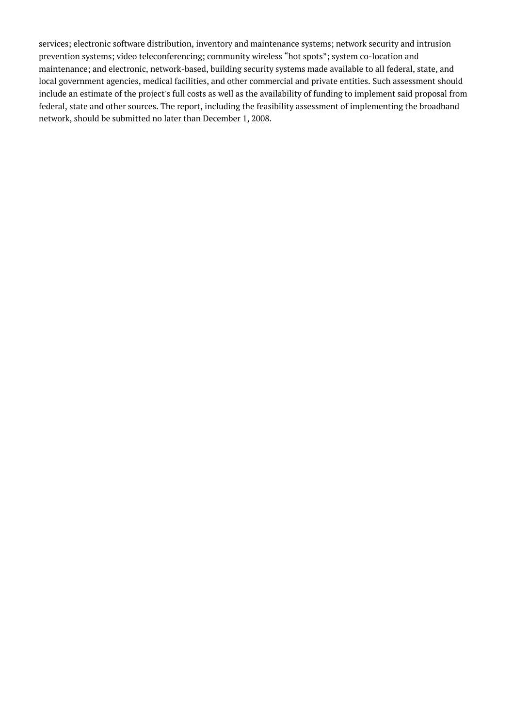services; electronic software distribution, inventory and maintenance systems; network security and intrusion prevention systems; video teleconferencing; community wireless “hot spots”; system co-location and maintenance; and electronic, network-based, building security systems made available to all federal, state, and local government agencies, medical facilities, and other commercial and private entities. Such assessment should include an estimate of the project's full costs as well as the availability of funding to implement said proposal from federal, state and other sources. The report, including the feasibility assessment of implementing the broadband network, should be submitted no later than December 1, 2008.